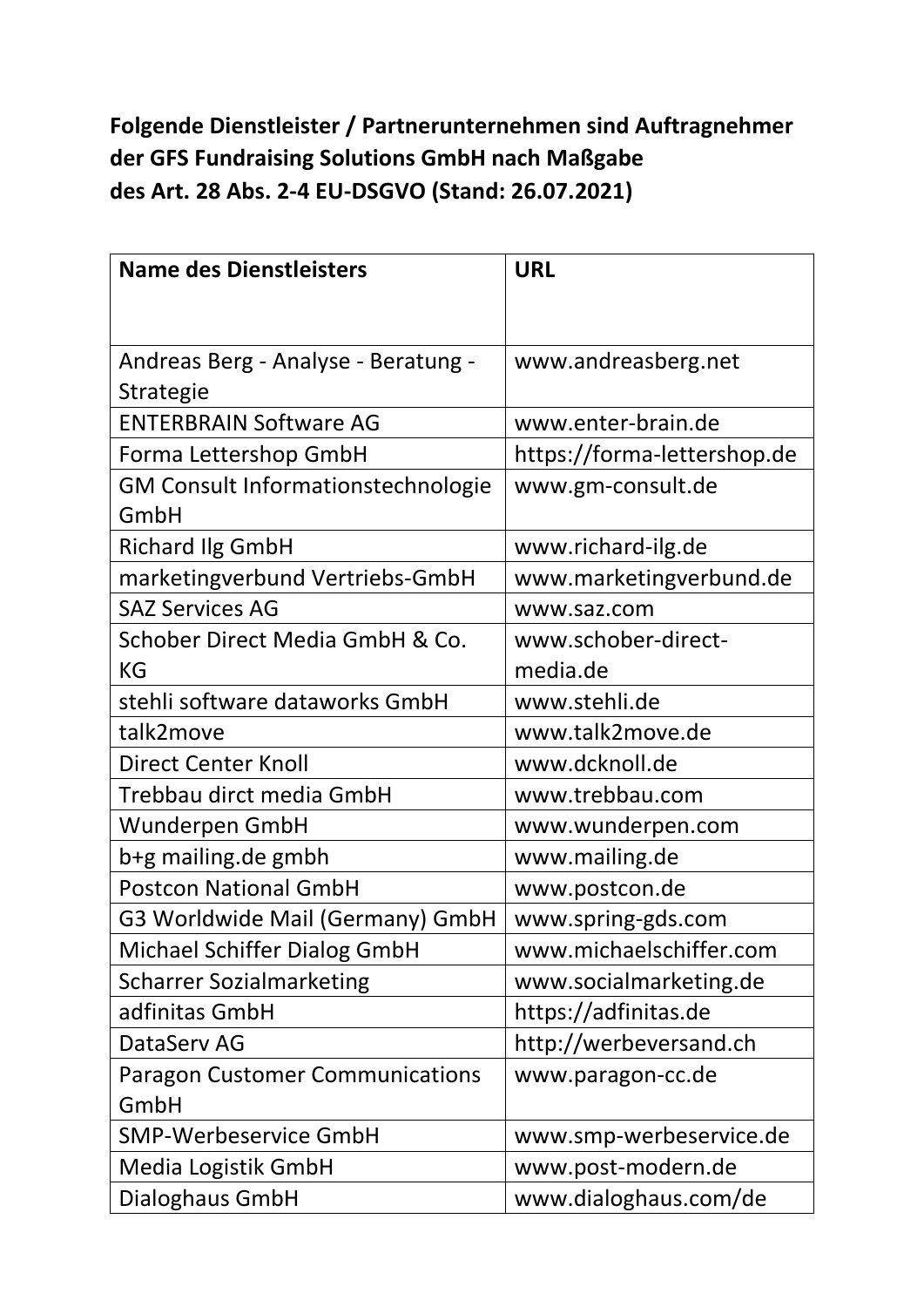**Folgende Dienstleister / Partnerunternehmen sind Auftragnehmer der GFS Fundraising Solutions GmbH nach Maßgabe des Art. 28 Abs. 2-4 EU-DSGVO (Stand: 26.07.2021)**

| Name des Dienstleisters | URL |
|---|---|
| Andreas Berg - Analyse - Beratung - Strategie | www.andreasberg.net |
| ENTERBRAIN Software AG | www.enter-brain.de |
| Forma Lettershop GmbH | https://forma-lettershop.de |
| GM Consult Informationstechnologie GmbH | www.gm-consult.de |
| Richard Ilg GmbH | www.richard-ilg.de |
| marketingverbund Vertriebs-GmbH | www.marketingverbund.de |
| SAZ Services AG | www.saz.com |
| Schober Direct Media GmbH & Co. KG | www.schober-direct-media.de |
| stehli software dataworks GmbH | www.stehli.de |
| talk2move | www.talk2move.de |
| Direct Center Knoll | www.dcknoll.de |
| Trebbau dirct media GmbH | www.trebbau.com |
| Wunderpen GmbH | www.wunderpen.com |
| b+g mailing.de gmbh | www.mailing.de |
| Postcon National GmbH | www.postcon.de |
| G3 Worldwide Mail (Germany) GmbH | www.spring-gds.com |
| Michael Schiffer Dialog GmbH | www.michaelschiffer.com |
| Scharrer Sozialmarketing | www.socialmarketing.de |
| adfinitas GmbH | https://adfinitas.de |
| DataServ AG | http://werbeversand.ch |
| Paragon Customer Communications GmbH | www.paragon-cc.de |
| SMP-Werbeservice GmbH | www.smp-werbeservice.de |
| Media Logistik GmbH | www.post-modern.de |
| Dialoghaus GmbH | www.dialoghaus.com/de |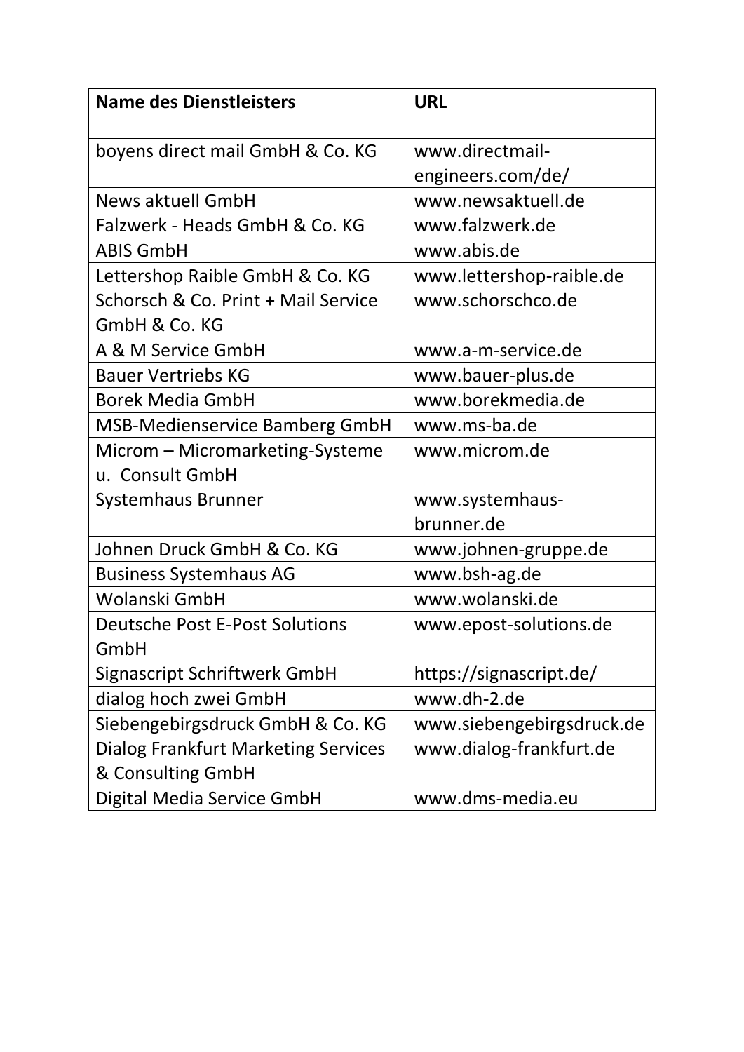| **Name des Dienstleisters** | **URL** |
| --- | --- |
| boyens direct mail GmbH & Co. KG | www.directmail-engineers.com/de/ |
| News aktuell GmbH | www.newsaktuell.de |
| Falzwerk - Heads GmbH & Co. KG | www.falzwerk.de |
| ABIS GmbH | www.abis.de |
| Lettershop Raible GmbH & Co. KG | www.lettershop-raible.de |
| Schorsch & Co. Print + Mail Service GmbH & Co. KG | www.schorschco.de |
| A & M Service GmbH | www.a-m-service.de |
| Bauer Vertriebs KG | www.bauer-plus.de |
| Borek Media GmbH | www.borekmedia.de |
| MSB-Medienservice Bamberg GmbH | www.ms-ba.de |
| Microm – Micromarketing-Systeme u. Consult GmbH | www.microm.de |
| Systemhaus Brunner | www.systemhaus-brunner.de |
| Johnen Druck GmbH & Co. KG | www.johnen-gruppe.de |
| Business Systemhaus AG | www.bsh-ag.de |
| Wolanski GmbH | www.wolanski.de |
| Deutsche Post E-Post Solutions GmbH | www.epost-solutions.de |
| Signascript Schriftwerk GmbH | https://signascript.de/ |
| dialog hoch zwei GmbH | www.dh-2.de |
| Siebengebirgsdruck GmbH & Co. KG | www.siebengebirgsdruck.de |
| Dialog Frankfurt Marketing Services & Consulting GmbH | www.dialog-frankfurt.de |
| Digital Media Service GmbH | www.dms-media.eu |